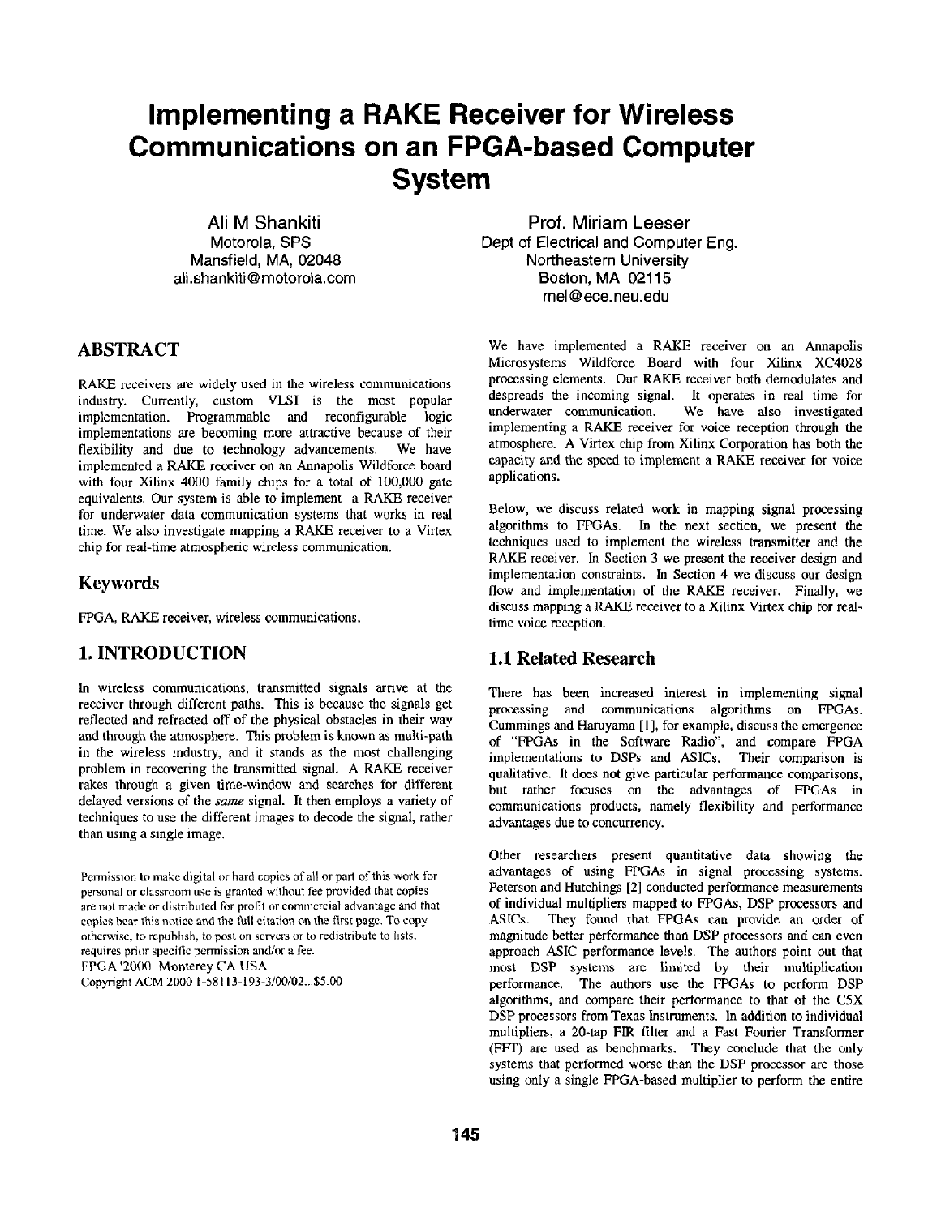# Implementing a RAKE Receiver for Wireless Communications on an FPGA-based Computer System

Ali M Shankiti
Motorola, SPS
Mansfield, MA, 02048
ali.shankiti@motorola.com

Prof. Miriam Leeser
Dept of Electrical and Computer Eng.
Northeastern University
Boston, MA 02115
mel@ece.neu.edu

## ABSTRACT

RAKE receivers are widely used in the wireless communications industry. Currently, custom VLSI is the most popular implementation. Programmable and reconfigurable logic implementations are becoming more attractive because of their flexibility and due to technology advancements. We have implemented a RAKE receiver on an Annapolis Wildforce board with four Xilinx 4000 family chips for a total of 100,000 gate equivalents. Our system is able to implement a RAKE receiver for underwater data communication systems that works in real time. We also investigate mapping a RAKE receiver to a Virtex chip for real-time atmospheric wireless communication.

## Keywords

FPGA, RAKE receiver, wireless communications.

## 1. INTRODUCTION

In wireless communications, transmitted signals arrive at the receiver through different paths. This is because the signals get reflected and refracted off of the physical obstacles in their way and through the atmosphere. This problem is known as multi-path in the wireless industry, and it stands as the most challenging problem in recovering the transmitted signal. A RAKE receiver rakes through a given time-window and searches for different delayed versions of the *same* signal. It then employs a variety of techniques to use the different images to decode the signal, rather than using a single image.

Permission to make digital or hard copies of all or part of this work for personal or classroom use is granted without fee provided that copies are not made or distributed for profit or commercial advantage and that copies bear this notice and the full citation on the first page. To copy otherwise, to republish, to post on servers or to redistribute to lists, requires prior specific permission and/or a fee.
FPGA '2000 Monterey CA USA
Copyright ACM 2000 1-58113-193-3/00/02...$5.00

We have implemented a RAKE receiver on an Annapolis Microsystems Wildforce Board with four Xilinx XC4028 processing elements. Our RAKE receiver both demodulates and despreads the incoming signal. It operates in real time for underwater communication. We have also investigated implementing a RAKE receiver for voice reception through the atmosphere. A Virtex chip from Xilinx Corporation has both the capacity and the speed to implement a RAKE receiver for voice applications.

Below, we discuss related work in mapping signal processing algorithms to FPGAs. In the next section, we present the techniques used to implement the wireless transmitter and the RAKE receiver. In Section 3 we present the receiver design and implementation constraints. In Section 4 we discuss our design flow and implementation of the RAKE receiver. Finally, we discuss mapping a RAKE receiver to a Xilinx Virtex chip for real-time voice reception.

### 1.1 Related Research

There has been increased interest in implementing signal processing and communications algorithms on FPGAs. Cummings and Haruyama [1], for example, discuss the emergence of "FPGAs in the Software Radio", and compare FPGA implementations to DSPs and ASICs. Their comparison is qualitative. It does not give particular performance comparisons, but rather focuses on the advantages of FPGAs in communications products, namely flexibility and performance advantages due to concurrency.

Other researchers present quantitative data showing the advantages of using FPGAs in signal processing systems. Peterson and Hutchings [2] conducted performance measurements of individual multipliers mapped to FPGAs, DSP processors and ASICs. They found that FPGAs can provide an order of magnitude better performance than DSP processors and can even approach ASIC performance levels. The authors point out that most DSP systems are limited by their multiplication performance. The authors use the FPGAs to perform DSP algorithms, and compare their performance to that of the C5X DSP processors from Texas Instruments. In addition to individual multipliers, a 20-tap FIR filter and a Fast Fourier Transformer (FFT) are used as benchmarks. They conclude that the only systems that performed worse than the DSP processor are those using only a single FPGA-based multiplier to perform the entire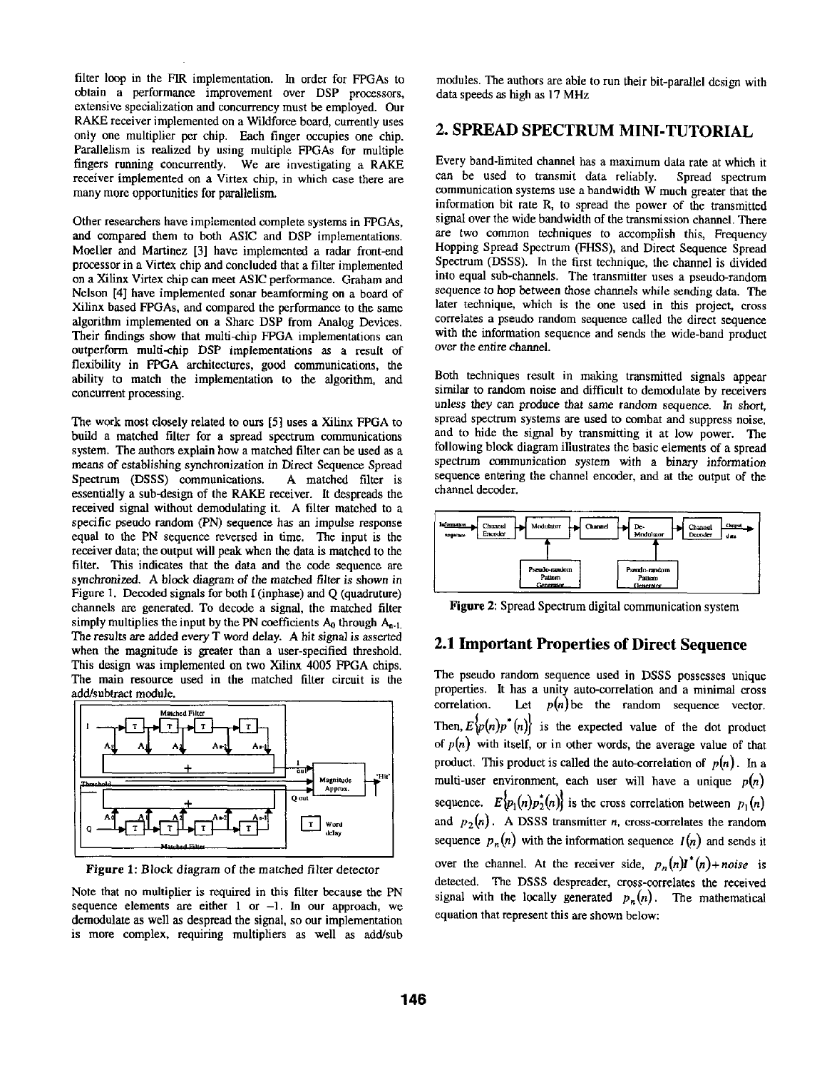filter loop in the FIR implementation. In order for FPGAs to obtain a performance improvement over DSP processors, extensive specialization and concurrency must be employed. Our RAKE receiver implemented on a Wildforce board, currently uses only one multiplier per chip. Each finger occupies one chip. Parallelism is realized by using multiple FPGAs for multiple fingers running concurrently. We are investigating a RAKE receiver implemented on a Virtex chip, in which case there are many more opportunities for parallelism.

Other researchers have implemented complete systems in FPGAs, and compared them to both ASIC and DSP implementations. Moeller and Martinez [3] have implemented a radar front-end processor in a Virtex chip and concluded that a filter implemented on a Xilinx Virtex chip can meet ASIC performance. Graham and Nelson [4] have implemented sonar beamforming on a board of Xilinx based FPGAs, and compared the performance to the same algorithm implemented on a Sharc DSP from Analog Devices. Their findings show that multi-chip FPGA implementations can outperform multi-chip DSP implementations as a result of flexibility in FPGA architectures, good communications, the ability to match the implementation to the algorithm, and concurrent processing.

The work most closely related to ours [5] uses a Xilinx FPGA to build a matched filter for a spread spectrum communications system. The authors explain how a matched filter can be used as a means of establishing synchronization in Direct Sequence Spread Spectrum (DSSS) communications. A matched filter is essentially a sub-design of the RAKE receiver. It despreads the received signal without demodulating it. A filter matched to a specific pseudo random (PN) sequence has an impulse response equal to the PN sequence reversed in time. The input is the receiver data; the output will peak when the data is matched to the filter. This indicates that the data and the code sequence are synchronized. A block diagram of the matched filter is shown in Figure 1. Decoded signals for both I (inphase) and Q (quadruture) channels are generated. To decode a signal, the matched filter simply multiplies the input by the PN coefficients $A_0$ through $A_{n-1}$. The results are added every T word delay. A hit signal is asserted when the magnitude is greater than a user-specified threshold. This design was implemented on two Xilinx 4005 FPGA chips. The main resource used in the matched filter circuit is the add/subtract module.

**Figure 1:** Block diagram of the matched filter detector

Note that no multiplier is required in this filter because the PN sequence elements are either 1 or −1. In our approach, we demodulate as well as despread the signal, so our implementation is more complex, requiring multipliers as well as add/sub modules. The authors are able to run their bit-parallel design with data speeds as high as 17 MHz

## 2. SPREAD SPECTRUM MINI-TUTORIAL

Every band-limited channel has a maximum data rate at which it can be used to transmit data reliably. Spread spectrum communication systems use a bandwidth W much greater that the information bit rate R, to spread the power of the transmitted signal over the wide bandwidth of the transmission channel. There are two common techniques to accomplish this, Frequency Hopping Spread Spectrum (FHSS), and Direct Sequence Spread Spectrum (DSSS). In the first technique, the channel is divided into equal sub-channels. The transmitter uses a pseudo-random sequence to hop between those channels while sending data. The later technique, which is the one used in this project, cross correlates a pseudo random sequence called the direct sequence with the information sequence and sends the wide-band product over the entire channel.

Both techniques result in making transmitted signals appear similar to random noise and difficult to demodulate by receivers unless they can produce that same random sequence. In short, spread spectrum systems are used to combat and suppress noise, and to hide the signal by transmitting it at low power. The following block diagram illustrates the basic elements of a spread spectrum communication system with a binary information sequence entering the channel encoder, and at the output of the channel decoder.

**Figure 2:** Spread Spectrum digital communication system

## 2.1 Important Properties of Direct Sequence

The pseudo random sequence used in DSSS possesses unique properties. It has a unity auto-correlation and a minimal cross correlation. Let $p(n)$ be the random sequence vector. Then, $E\{p(n)p^*(n)\}$ is the expected value of the dot product of $p(n)$ with itself, or in other words, the average value of that product. This product is called the auto-correlation of $p(n)$. In a multi-user environment, each user will have a unique $p(n)$ sequence. $E\{p_1(n)p_2^*(n)\}$ is the cross correlation between $p_1(n)$ and $p_2(n)$. A DSSS transmitter $n$, cross-correlates the random sequence $p_n(n)$ with the information sequence $I(n)$ and sends it over the channel. At the receiver side, $p_n(n)I^*(n) + noise$ is detected. The DSSS despreader, cross-correlates the received signal with the locally generated $p_n(n)$. The mathematical equation that represent this are shown below: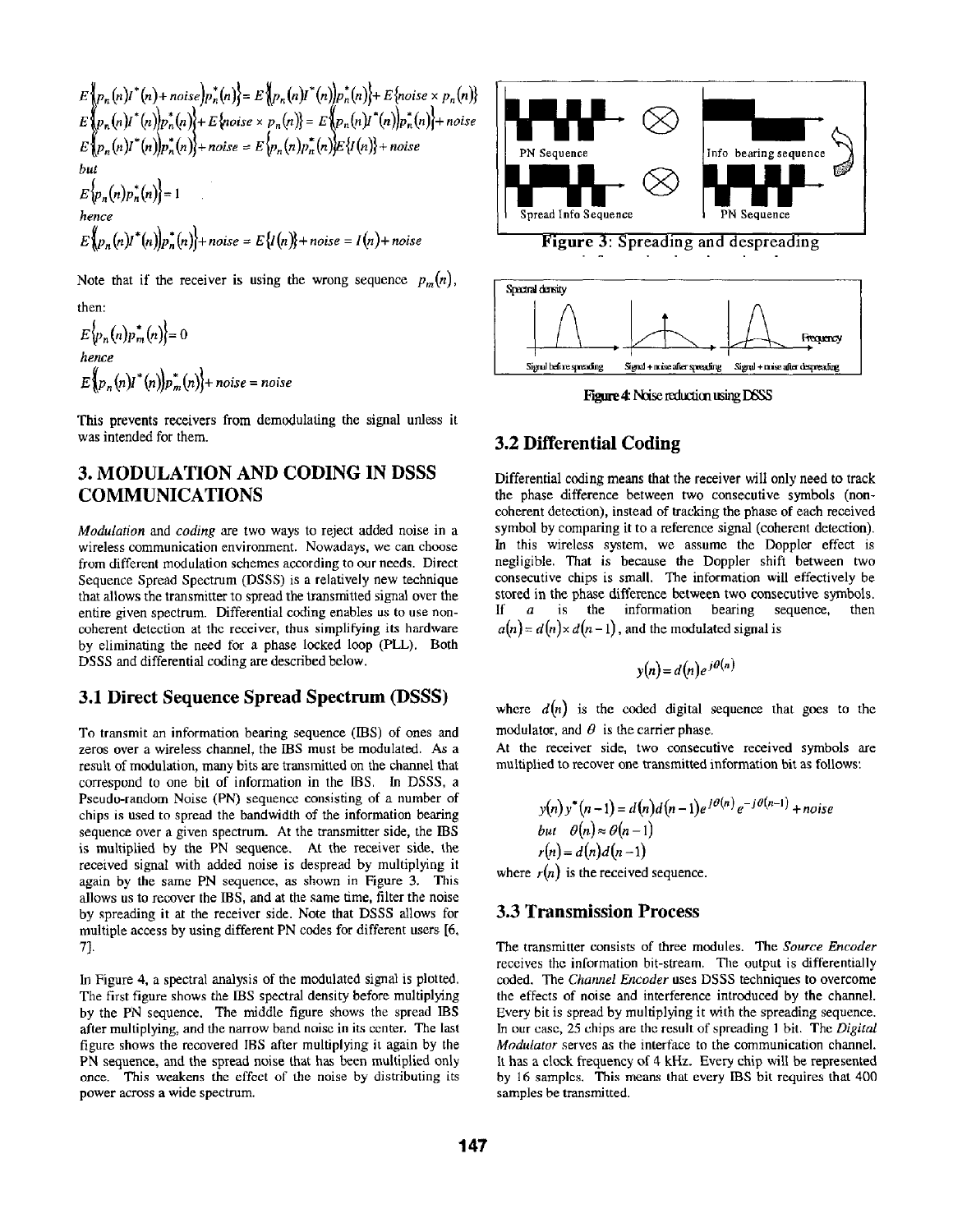$$E\{(p_n(n)I^*(n)+noise)p_n^*(n)\} = E\{(p_n(n)I^*(n))p_n^*(n)\} + E\{noise \times p_n(n)\}$$

$$E\{(p_n(n)I^*(n))p_n^*(n)\} + E\{noise \times p_n(n)\} = E\{(p_n(n)I^*(n))p_n^*(n)\} + noise$$

$$E\{(p_n(n)I^*(n))p_n^*(n)\} + noise = E\{p_n(n)p_n^*(n)\}E\{I(n)\} + noise$$

*but*

$$E\{p_n(n)p_n^*(n)\} = 1$$

*hence*

$$E\{(p_n(n)I^*(n))p_n^*(n)\} + noise = E\{I(n)\} + noise = I(n) + noise$$

Note that if the receiver is using the wrong sequence $p_m(n)$, then:

$$E\{p_n(n)p_m^*(n)\} = 0$$

*hence*

$$E\{(p_n(n)I^*(n))p_m^*(n)\} + noise = noise$$

This prevents receivers from demodulating the signal unless it was intended for them.

## 3. MODULATION AND CODING IN DSSS COMMUNICATIONS

*Modulation* and *coding* are two ways to reject added noise in a wireless communication environment. Nowadays, we can choose from different modulation schemes according to our needs. Direct Sequence Spread Spectrum (DSSS) is a relatively new technique that allows the transmitter to spread the transmitted signal over the entire given spectrum. Differential coding enables us to use non-coherent detection at the receiver, thus simplifying its hardware by eliminating the need for a phase locked loop (PLL). Both DSSS and differential coding are described below.

### 3.1 Direct Sequence Spread Spectrum (DSSS)

To transmit an information bearing sequence (IBS) of ones and zeros over a wireless channel, the IBS must be modulated. As a result of modulation, many bits are transmitted on the channel that correspond to one bit of information in the IBS. In DSSS, a Pseudo-random Noise (PN) sequence consisting of a number of chips is used to spread the bandwidth of the information bearing sequence over a given spectrum. At the transmitter side, the IBS is multiplied by the PN sequence. At the receiver side, the received signal with added noise is despread by multiplying it again by the same PN sequence, as shown in Figure 3. This allows us to recover the IBS, and at the same time, filter the noise by spreading it at the receiver side. Note that DSSS allows for multiple access by using different PN codes for different users [6, 7].

In Figure 4, a spectral analysis of the modulated signal is plotted. The first figure shows the IBS spectral density before multiplying by the PN sequence. The middle figure shows the spread IBS after multiplying, and the narrow band noise in its center. The last figure shows the recovered IBS after multiplying it again by the PN sequence, and the spread noise that has been multiplied only once. This weakens the effect of the noise by distributing its power across a wide spectrum.

PN Sequence | Info bearing sequence | Spread Info Sequence | PN Sequence

**Figure 3**: Spreading and despreading

Spectral density | Frequency | Signal before spreading | Signal + noise after spreading | Signal + noise after despreading

**Figure 4**: Noise reduction using DSSS

### 3.2 Differential Coding

Differential coding means that the receiver will only need to track the phase difference between two consecutive symbols (non-coherent detection), instead of tracking the phase of each received symbol by comparing it to a reference signal (coherent detection). In this wireless system, we assume the Doppler effect is negligible. That is because the Doppler shift between two consecutive chips is small. The information will effectively be stored in the phase difference between two consecutive symbols. If $a$ is the information bearing sequence, then $a(n) = d(n) \times d(n-1)$, and the modulated signal is

$$y(n) = d(n)e^{j\theta(n)}$$

where $d(n)$ is the coded digital sequence that goes to the modulator, and $\theta$ is the carrier phase.

At the receiver side, two consecutive received symbols are multiplied to recover one transmitted information bit as follows:

$$y(n)y^*(n-1) = d(n)d(n-1)e^{j\theta(n)}e^{-j\theta(n-1)} + noise$$

$$but \quad \theta(n) \approx \theta(n-1)$$

$$r(n) = d(n)d(n-1)$$

where $r(n)$ is the received sequence.

### 3.3 Transmission Process

The transmitter consists of three modules. The *Source Encoder* receives the information bit-stream. The output is differentially coded. The *Channel Encoder* uses DSSS techniques to overcome the effects of noise and interference introduced by the channel. Every bit is spread by multiplying it with the spreading sequence. In our case, 25 chips are the result of spreading 1 bit. The *Digital Modulator* serves as the interface to the communication channel. It has a clock frequency of 4 kHz. Every chip will be represented by 16 samples. This means that every IBS bit requires that 400 samples be transmitted.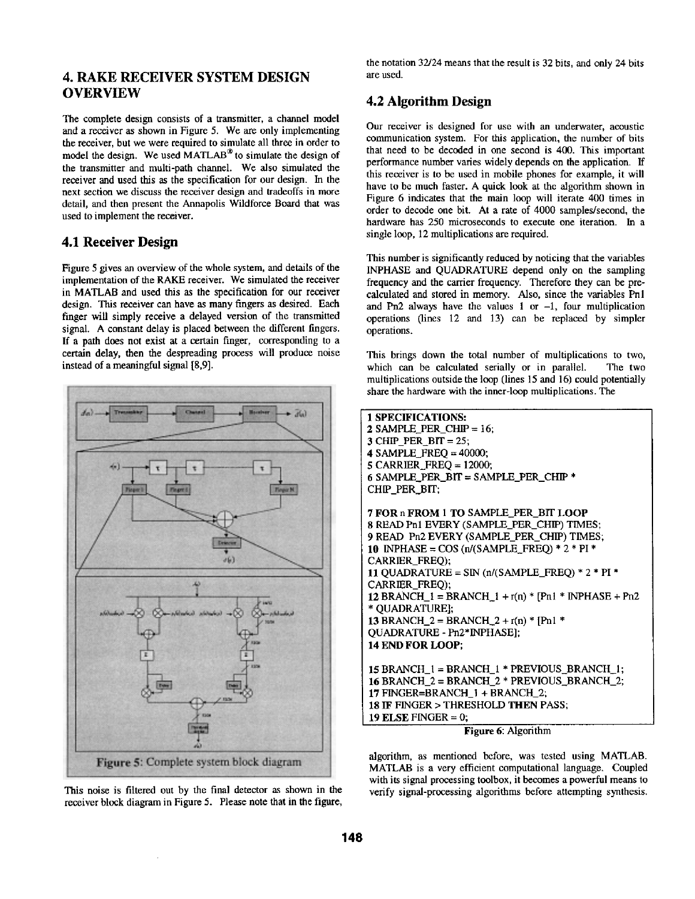## 4. RAKE RECEIVER SYSTEM DESIGN OVERVIEW

The complete design consists of a transmitter, a channel model and a receiver as shown in Figure 5. We are only implementing the receiver, but we were required to simulate all three in order to model the design. We used MATLAB® to simulate the design of the transmitter and multi-path channel. We also simulated the receiver and used this as the specification for our design. In the next section we discuss the receiver design and tradeoffs in more detail, and then present the Annapolis Wildforce Board that was used to implement the receiver.

### 4.1 Receiver Design

Figure 5 gives an overview of the whole system, and details of the implementation of the RAKE receiver. We simulated the receiver in MATLAB and used this as the specification for our receiver design. This receiver can have as many fingers as desired. Each finger will simply receive a delayed version of the transmitted signal. A constant delay is placed between the different fingers. If a path does not exist at a certain finger, corresponding to a certain delay, then the despreading process will produce noise instead of a meaningful signal [8,9].

Figure 5: Complete system block diagram

This noise is filtered out by the final detector as shown in the receiver block diagram in Figure 5. Please note that in the figure, the notation 32/24 means that the result is 32 bits, and only 24 bits are used.

### 4.2 Algorithm Design

Our receiver is designed for use with an underwater, acoustic communication system. For this application, the number of bits that need to be decoded in one second is 400. This important performance number varies widely depends on the application. If this receiver is to be used in mobile phones for example, it will have to be much faster. A quick look at the algorithm shown in Figure 6 indicates that the main loop will iterate 400 times in order to decode one bit. At a rate of 4000 samples/second, the hardware has 250 microseconds to execute one iteration. In a single loop, 12 multiplications are required.

This number is significantly reduced by noticing that the variables INPHASE and QUADRATURE depend only on the sampling frequency and the carrier frequency. Therefore they can be pre-calculated and stored in memory. Also, since the variables Pn1 and Pn2 always have the values 1 or –1, four multiplication operations (lines 12 and 13) can be replaced by simpler operations.

This brings down the total number of multiplications to two, which can be calculated serially or in parallel. The two multiplications outside the loop (lines 15 and 16) could potentially share the hardware with the inner-loop multiplications. The algorithm, as mentioned before, was tested using MATLAB. MATLAB is a very efficient computational language. Coupled with its signal processing toolbox, it becomes a powerful means to verify signal-processing algorithms before attempting synthesis.

```
1 SPECIFICATIONS:
2 SAMPLE_PER_CHIP = 16;
3 CHIP_PER_BIT = 25;
4 SAMPLE_FREQ = 40000;
5 CARRIER_FREQ = 12000;
6 SAMPLE_PER_BIT = SAMPLE_PER_CHIP * CHIP_PER_BIT;

7 FOR n FROM 1 TO SAMPLE_PER_BIT LOOP
8 READ Pn1 EVERY (SAMPLE_PER_CHIP) TIMES;
9 READ Pn2 EVERY (SAMPLE_PER_CHIP) TIMES;
10 INPHASE = COS (n/(SAMPLE_FREQ) * 2 * PI * CARRIER_FREQ);
11 QUADRATURE = SIN (n/(SAMPLE_FREQ) * 2 * PI * CARRIER_FREQ);
12 BRANCH_1 = BRANCH_1 + r(n) * [Pn1 * INPHASE + Pn2 * QUADRATURE];
13 BRANCH_2 = BRANCH_2 + r(n) * [Pn1 * QUADRATURE - Pn2*INPHASE];
14 END FOR LOOP;

15 BRANCH_1 = BRANCH_1 * PREVIOUS_BRANCH_1;
16 BRANCH_2 = BRANCH_2 * PREVIOUS_BRANCH_2;
17 FINGER=BRANCH_1 + BRANCH_2;
18 IF FINGER > THRESHOLD THEN PASS;
19 ELSE FINGER = 0;
```

Figure 6: Algorithm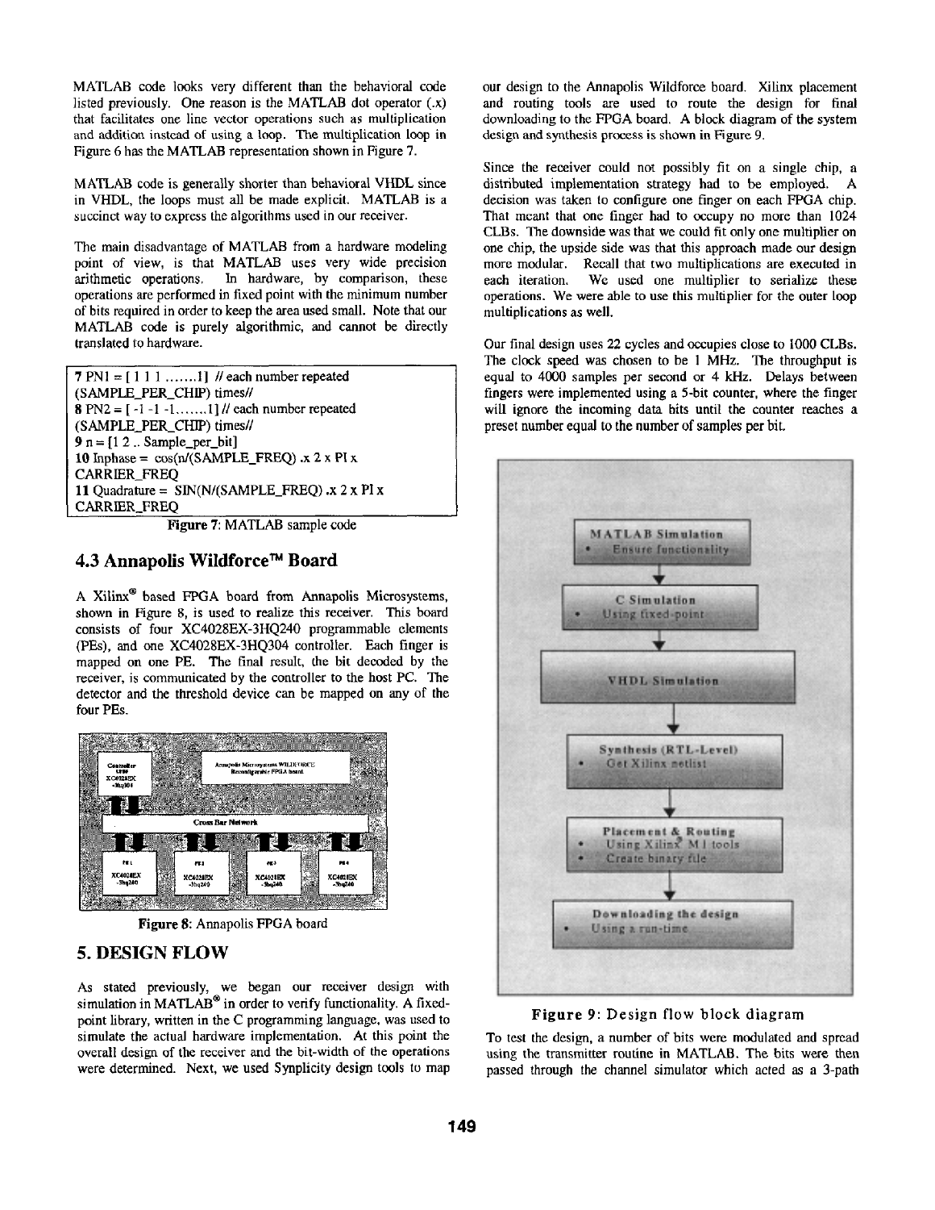MATLAB code looks very different than the behavioral code listed previously. One reason is the MATLAB dot operator (.x) that facilitates one line vector operations such as multiplication and addition instead of using a loop. The multiplication loop in Figure 6 has the MATLAB representation shown in Figure 7.

MATLAB code is generally shorter than behavioral VHDL since in VHDL, the loops must all be made explicit. MATLAB is a succinct way to express the algorithms used in our receiver.

The main disadvantage of MATLAB from a hardware modeling point of view, is that MATLAB uses very wide precision arithmetic operations. In hardware, by comparison, these operations are performed in fixed point with the minimum number of bits required in order to keep the area used small. Note that our MATLAB code is purely algorithmic, and cannot be directly translated to hardware.

```
7 PN1 = [ 1 1 1 .......1] // each number repeated
(SAMPLE_PER_CHIP) times//
8 PN2 = [ -1 -1 -1.......1] // each number repeated
(SAMPLE_PER_CHIP) times//
9 n = [1 2 .. Sample_per_bit]
10 Inphase = cos(n/(SAMPLE_FREQ) .x 2 x PI x
CARRIER_FREQ
11 Quadrature = SIN(N/(SAMPLE_FREQ) .x 2 x PI x
CARRIER_FREQ
```

**Figure 7**: MATLAB sample code

## 4.3 Annapolis Wildforce™ Board

A Xilinx® based FPGA board from Annapolis Microsystems, shown in Figure 8, is used to realize this receiver. This board consists of four XC4028EX-3HQ240 programmable elements (PEs), and one XC4028EX-3HQ304 controller. Each finger is mapped on one PE. The final result, the bit decoded by the receiver, is communicated by the controller to the host PC. The detector and the threshold device can be mapped on any of the four PEs.

**Figure 8**: Annapolis FPGA board

## 5. DESIGN FLOW

As stated previously, we began our receiver design with simulation in MATLAB® in order to verify functionality. A fixed-point library, written in the C programming language, was used to simulate the actual hardware implementation. At this point the overall design of the receiver and the bit-width of the operations were determined. Next, we used Synplicity design tools to map our design to the Annapolis Wildforce board. Xilinx placement and routing tools are used to route the design for final downloading to the FPGA board. A block diagram of the system design and synthesis process is shown in Figure 9.

Since the receiver could not possibly fit on a single chip, a distributed implementation strategy had to be employed. A decision was taken to configure one finger on each FPGA chip. That meant that one finger had to occupy no more than 1024 CLBs. The downside was that we could fit only one multiplier on one chip, the upside side was that this approach made our design more modular. Recall that two multiplications are executed in each iteration. We used one multiplier to serialize these operations. We were able to use this multiplier for the outer loop multiplications as well.

Our final design uses 22 cycles and occupies close to 1000 CLBs. The clock speed was chosen to be 1 MHz. The throughput is equal to 4000 samples per second or 4 kHz. Delays between fingers were implemented using a 5-bit counter, where the finger will ignore the incoming data bits until the counter reaches a preset number equal to the number of samples per bit.

**Figure 9**: Design flow block diagram

To test the design, a number of bits were modulated and spread using the transmitter routine in MATLAB. The bits were then passed through the channel simulator which acted as a 3-path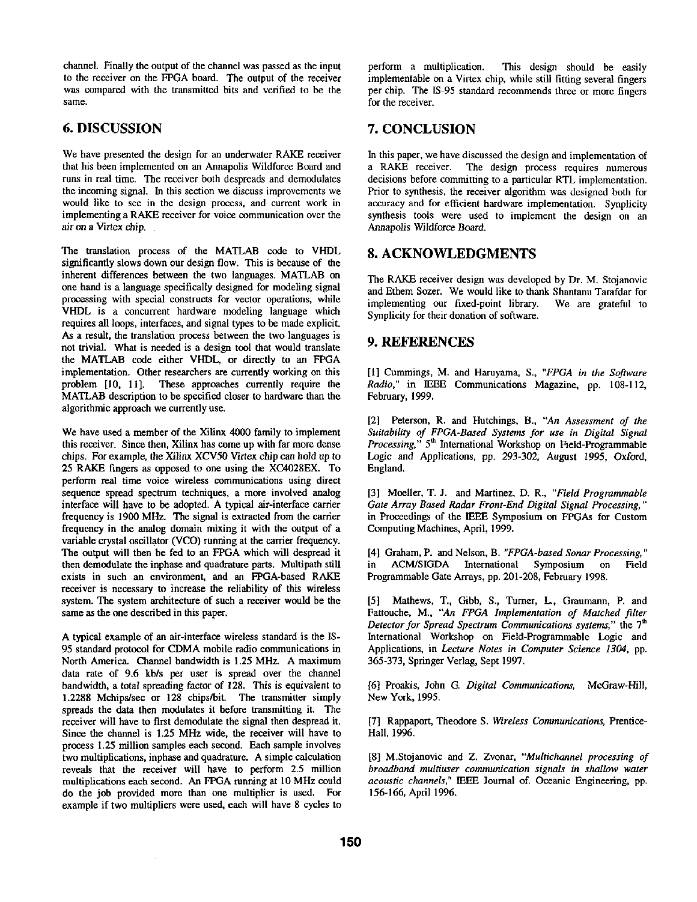channel. Finally the output of the channel was passed as the input to the receiver on the FPGA board. The output of the receiver was compared with the transmitted bits and verified to be the same.

## 6. DISCUSSION

We have presented the design for an underwater RAKE receiver that his been implemented on an Annapolis Wildforce Board and runs in real time. The receiver both despreads and demodulates the incoming signal. In this section we discuss improvements we would like to see in the design process, and current work in implementing a RAKE receiver for voice communication over the air on a Virtex chip.

The translation process of the MATLAB code to VHDL significantly slows down our design flow. This is because of the inherent differences between the two languages. MATLAB on one hand is a language specifically designed for modeling signal processing with special constructs for vector operations, while VHDL is a concurrent hardware modeling language which requires all loops, interfaces, and signal types to be made explicit. As a result, the translation process between the two languages is not trivial. What is needed is a design tool that would translate the MATLAB code either VHDL, or directly to an FPGA implementation. Other researchers are currently working on this problem [10, 11]. These approaches currently require the MATLAB description to be specified closer to hardware than the algorithmic approach we currently use.

We have used a member of the Xilinx 4000 family to implement this receiver. Since then, Xilinx has come up with far more dense chips. For example, the Xilinx XCV50 Virtex chip can hold up to 25 RAKE fingers as opposed to one using the XC4028EX. To perform real time voice wireless communications using direct sequence spread spectrum techniques, a more involved analog interface will have to be adopted. A typical air-interface carrier frequency is 1900 MHz. The signal is extracted from the carrier frequency in the analog domain mixing it with the output of a variable crystal oscillator (VCO) running at the carrier frequency. The output will then be fed to an FPGA which will despread it then demodulate the inphase and quadrature parts. Multipath still exists in such an environment, and an FPGA-based RAKE receiver is necessary to increase the reliability of this wireless system. The system architecture of such a receiver would be the same as the one described in this paper.

A typical example of an air-interface wireless standard is the IS-95 standard protocol for CDMA mobile radio communications in North America. Channel bandwidth is 1.25 MHz. A maximum data rate of 9.6 kb/s per user is spread over the channel bandwidth, a total spreading factor of 128. This is equivalent to 1.2288 Mchips/sec or 128 chips/bit. The transmitter simply spreads the data then modulates it before transmitting it. The receiver will have to first demodulate the signal then despread it. Since the channel is 1.25 MHz wide, the receiver will have to process 1.25 million samples each second. Each sample involves two multiplications, inphase and quadrature. A simple calculation reveals that the receiver will have to perform 2.5 million multiplications each second. An FPGA running at 10 MHz could do the job provided more than one multiplier is used. For example if two multipliers were used, each will have 8 cycles to perform a multiplication. This design should be easily implementable on a Virtex chip, while still fitting several fingers per chip. The IS-95 standard recommends three or more fingers for the receiver.

## 7. CONCLUSION

In this paper, we have discussed the design and implementation of a RAKE receiver. The design process requires numerous decisions before committing to a particular RTL implementation. Prior to synthesis, the receiver algorithm was designed both for accuracy and for efficient hardware implementation. Synplicity synthesis tools were used to implement the design on an Annapolis Wildforce Board.

## 8. ACKNOWLEDGMENTS

The RAKE receiver design was developed by Dr. M. Stojanovic and Ethem Sozer. We would like to thank Shantanu Tarafdar for implementing our fixed-point library. We are grateful to Synplicity for their donation of software.

## 9. REFERENCES

[1] Cummings, M. and Haruyama, S., *"FPGA in the Software Radio,"* in IEEE Communications Magazine, pp. 108-112, February, 1999.

[2] Peterson, R. and Hutchings, B., *"An Assessment of the Suitability of FPGA-Based Systems for use in Digital Signal Processing,"* 5th International Workshop on Field-Programmable Logic and Applications, pp. 293-302, August 1995, Oxford, England.

[3] Moeller, T. J. and Martinez, D. R., *"Field Programmable Gate Array Based Radar Front-End Digital Signal Processing,"* in Proceedings of the IEEE Symposium on FPGAs for Custom Computing Machines, April, 1999.

[4] Graham, P. and Nelson, B. *"FPGA-based Sonar Processing,"* in ACM/SIGDA International Symposium on Field Programmable Gate Arrays, pp. 201-208, February 1998.

[5] Mathews, T., Gibb, S., Turner, L., Graumann, P. and Fattouche, M., *"An FPGA Implementation of Matched filter Detector for Spread Spectrum Communications systems,"* the 7th International Workshop on Field-Programmable Logic and Applications, in *Lecture Notes in Computer Science 1304*, pp. 365-373, Springer Verlag, Sept 1997.

[6] Proakis, John G. *Digital Communications,* McGraw-Hill, New York, 1995.

[7] Rappaport, Theodore S. *Wireless Communications,* Prentice-Hall, 1996.

[8] M.Stojanovic and Z. Zvonar, *"Multichannel processing of broadband multiuser communication signals in shallow water acoustic channels,"* IEEE Journal of. Oceanic Engineering, pp. 156-166, April 1996.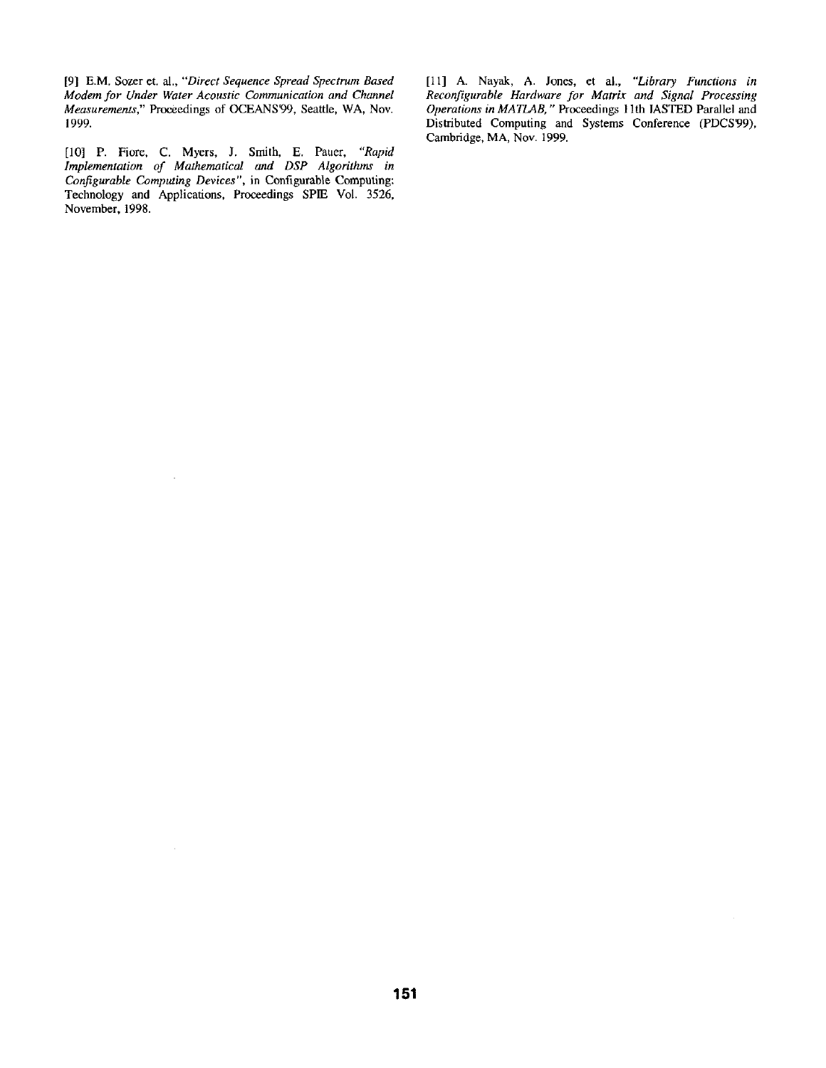[9] E.M. Sozer et. al., *"Direct Sequence Spread Spectrum Based Modem for Under Water Acoustic Communication and Channel Measurements,"* Proceedings of OCEANS'99, Seattle, WA, Nov. 1999.

[10] P. Fiore, C. Myers, J. Smith, E. Pauer, *"Rapid Implementation of Mathematical and DSP Algorithms in Configurable Computing Devices"*, in Configurable Computing: Technology and Applications, Proceedings SPIE Vol. 3526, November, 1998.

[11] A. Nayak, A. Jones, et al., *"Library Functions in Reconfigurable Hardware for Matrix and Signal Processing Operations in MATLAB,"* Proceedings 11th IASTED Parallel and Distributed Computing and Systems Conference (PDCS'99), Cambridge, MA, Nov. 1999.